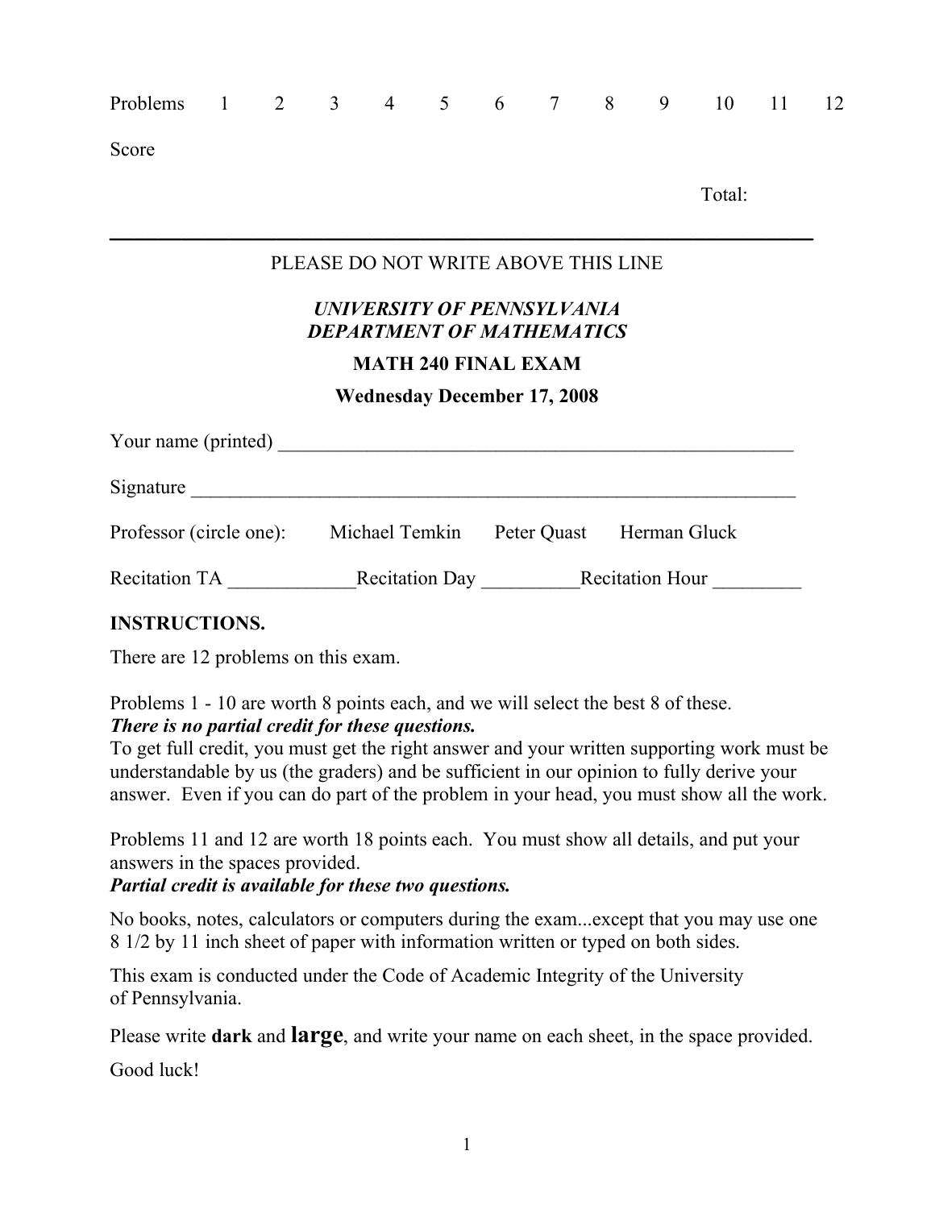| Problems | 1 | 2 | 3 | 4 | 5 | 6 | 7 | 8 | 9 | 10 | 11 | 12 |
|---|---|---|---|---|---|---|---|---|---|---|---|---|
| Score | | | | | | | | | | | | |

Total:

---

PLEASE DO NOT WRITE ABOVE THIS LINE

***UNIVERSITY OF PENNSYLVANIA***
***DEPARTMENT OF MATHEMATICS***

**MATH 240 FINAL EXAM**

**Wednesday December 17, 2008**

Your name (printed) ______________________________________________________

Signature ____________________________________________________________

Professor (circle one): Michael Temkin Peter Quast Herman Gluck

Recitation TA _____________Recitation Day __________Recitation Hour _________

**INSTRUCTIONS.**

There are 12 problems on this exam.

Problems 1 - 10 are worth 8 points each, and we will select the best 8 of these.
***There is no partial credit for these questions.***
To get full credit, you must get the right answer and your written supporting work must be understandable by us (the graders) and be sufficient in our opinion to fully derive your answer. Even if you can do part of the problem in your head, you must show all the work.

Problems 11 and 12 are worth 18 points each. You must show all details, and put your answers in the spaces provided.
***Partial credit is available for these two questions.***

No books, notes, calculators or computers during the exam...except that you may use one 8 1/2 by 11 inch sheet of paper with information written or typed on both sides.

This exam is conducted under the Code of Academic Integrity of the University of Pennsylvania.

Please write **dark** and **large**, and write your name on each sheet, in the space provided.

Good luck!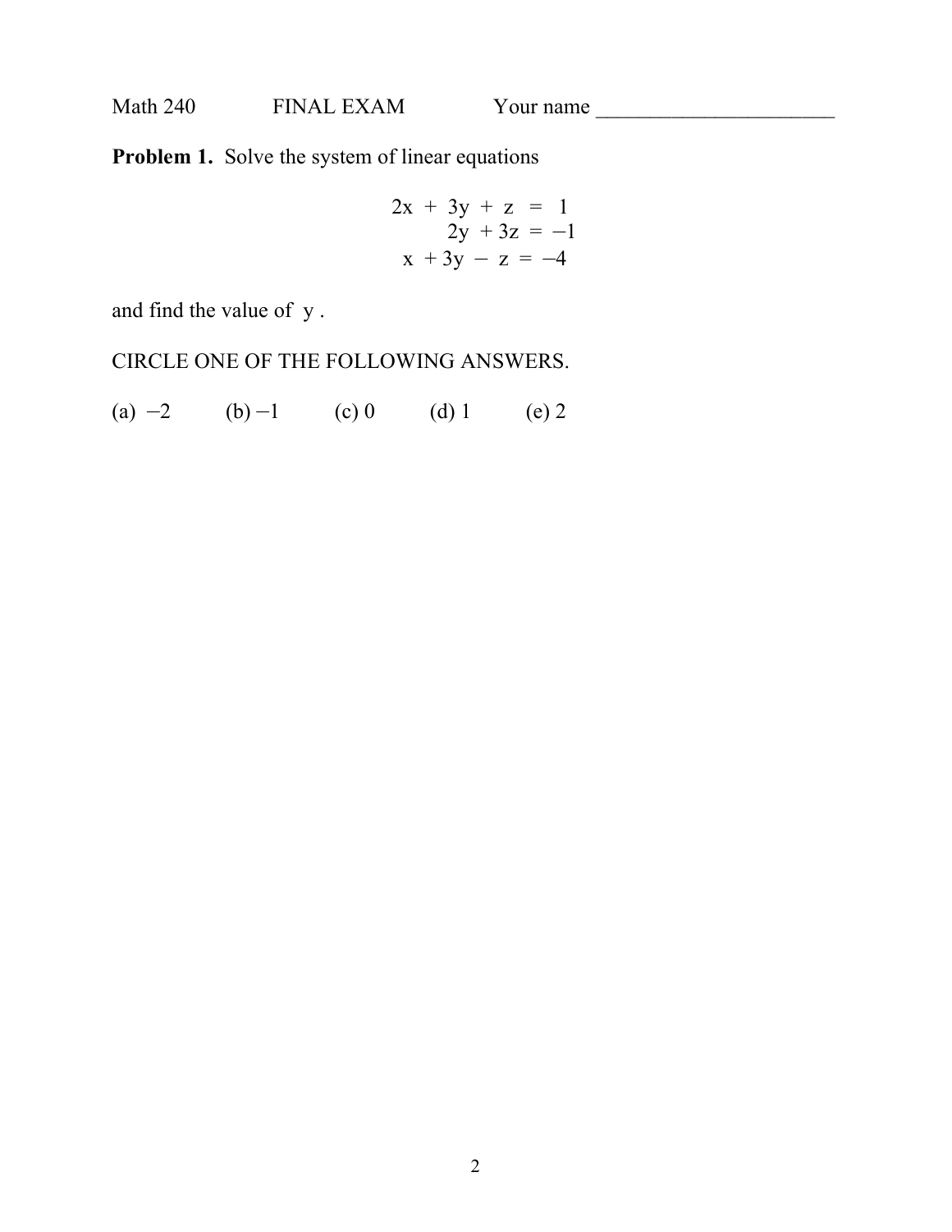Math 240 FINAL EXAM Your name ______________________

**Problem 1.** Solve the system of linear equations

$$
\begin{aligned}
2x + 3y + z &= 1 \\
2y + 3z &= -1 \\
x + 3y - z &= -4
\end{aligned}
$$

and find the value of $y$.

CIRCLE ONE OF THE FOLLOWING ANSWERS.

(a) $-2$ (b) $-1$ (c) 0 (d) 1 (e) 2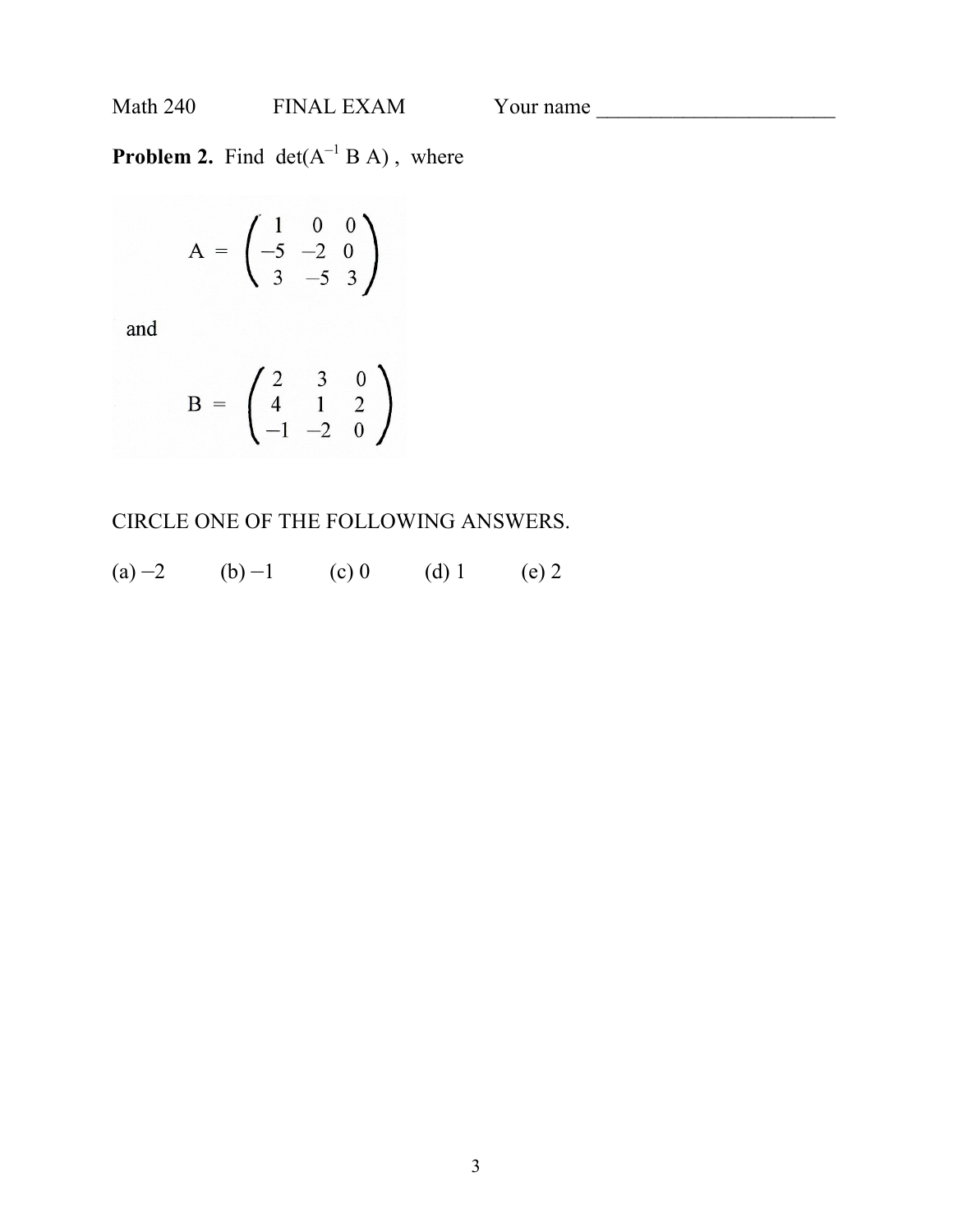Math 240 FINAL EXAM Your name ______________________

**Problem 2.** Find $\det(A^{-1} B A)$, where

$$A = \begin{pmatrix} 1 & 0 & 0 \\ -5 & -2 & 0 \\ 3 & -5 & 3 \end{pmatrix}$$

and

$$B = \begin{pmatrix} 2 & 3 & 0 \\ 4 & 1 & 2 \\ -1 & -2 & 0 \end{pmatrix}$$

CIRCLE ONE OF THE FOLLOWING ANSWERS.

(a) $-2$ (b) $-1$ (c) 0 (d) 1 (e) 2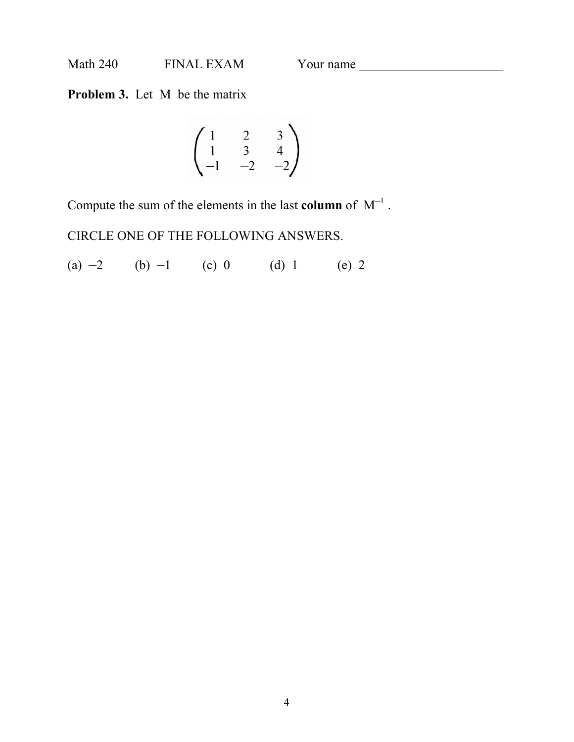Math 240 FINAL EXAM Your name ______________________

**Problem 3.** Let M be the matrix

$$\begin{pmatrix} 1 & 2 & 3 \\ 1 & 3 & 4 \\ -1 & -2 & -2 \end{pmatrix}$$

Compute the sum of the elements in the last **column** of $M^{-1}$.

CIRCLE ONE OF THE FOLLOWING ANSWERS.

(a) $-2$ (b) $-1$ (c) $0$ (d) $1$ (e) $2$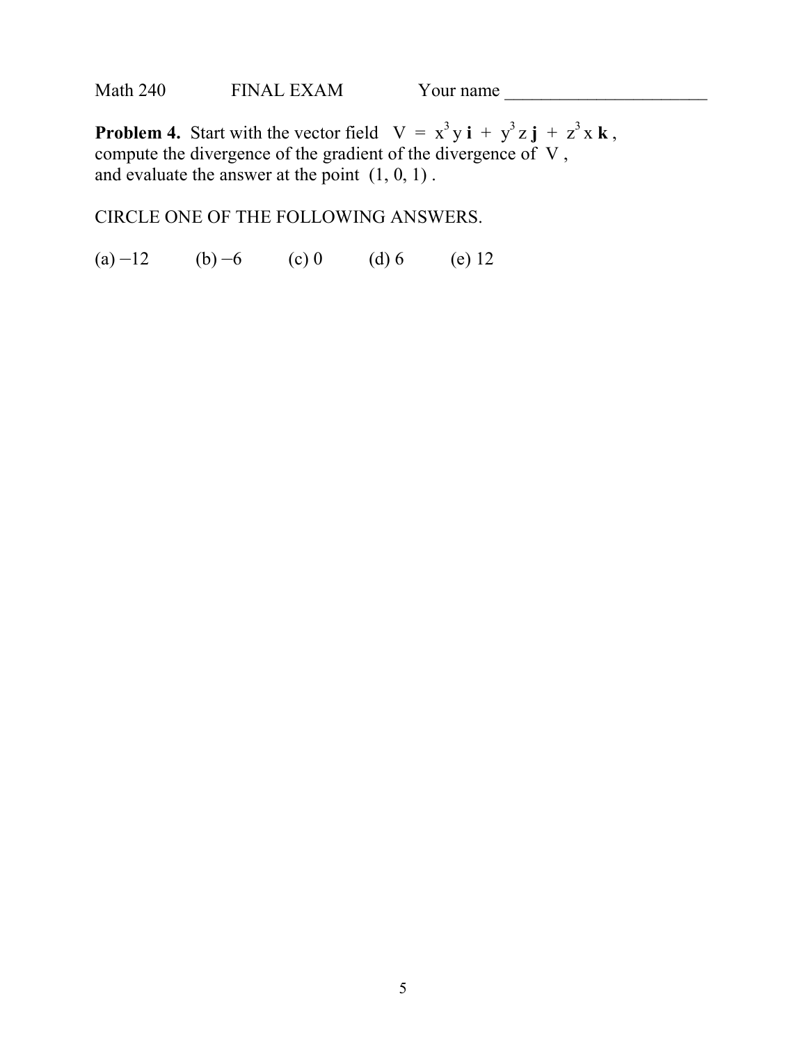Math 240 FINAL EXAM Your name ______________________

**Problem 4.** Start with the vector field $V = x^3 y\, \mathbf{i} + y^3 z\, \mathbf{j} + z^3 x\, \mathbf{k}$, compute the divergence of the gradient of the divergence of $V$, and evaluate the answer at the point $(1, 0, 1)$.

CIRCLE ONE OF THE FOLLOWING ANSWERS.

(a) $-12$ (b) $-6$ (c) $0$ (d) $6$ (e) $12$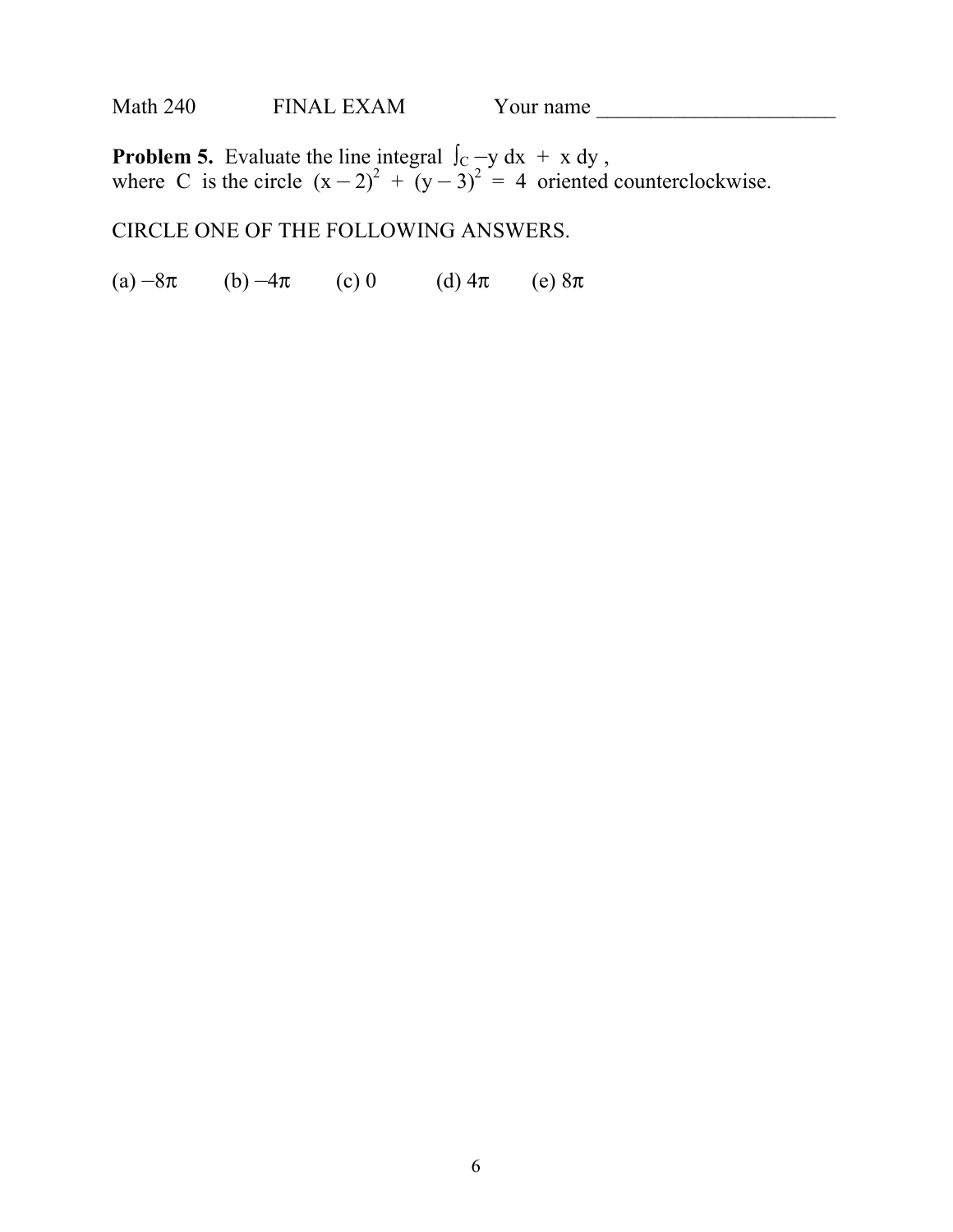Math 240 FINAL EXAM Your name ______________________

**Problem 5.** Evaluate the line integral $\int_C -y\,dx + x\,dy$, where C is the circle $(x-2)^2 + (y-3)^2 = 4$ oriented counterclockwise.

CIRCLE ONE OF THE FOLLOWING ANSWERS.

(a) $-8\pi$ (b) $-4\pi$ (c) 0 (d) $4\pi$ (e) $8\pi$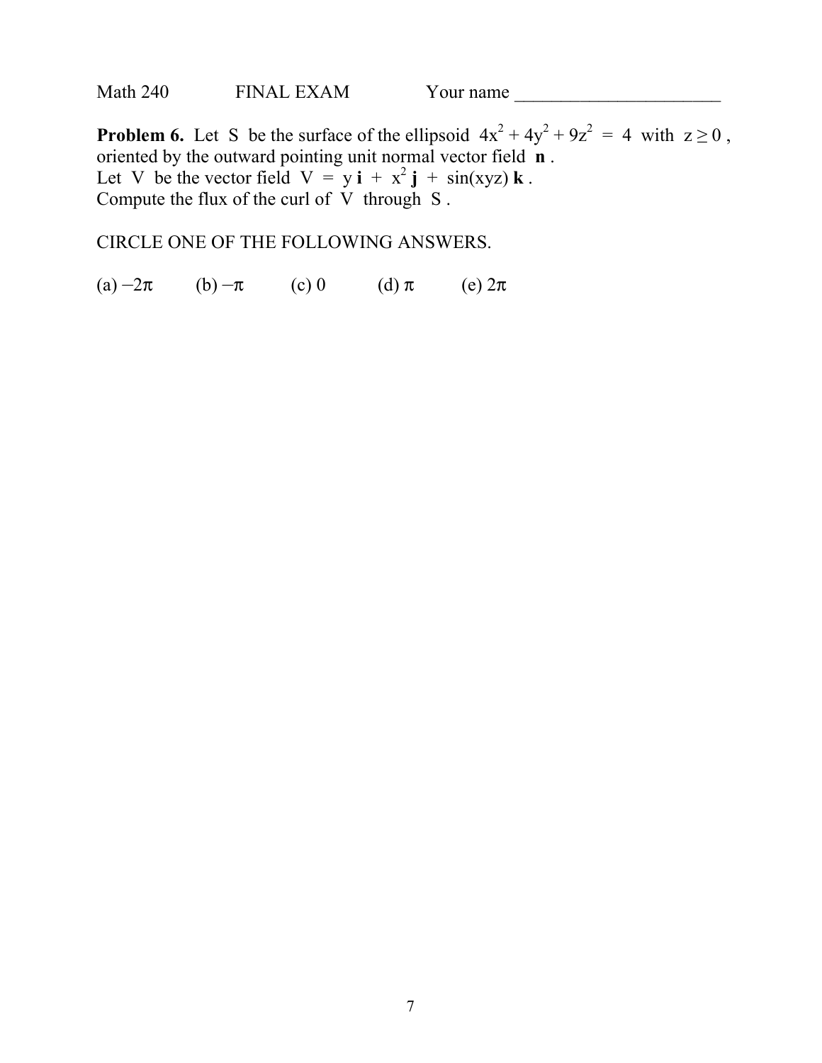Math 240 FINAL EXAM Your name ______________________

**Problem 6.** Let S be the surface of the ellipsoid $4x^2 + 4y^2 + 9z^2 = 4$ with $z \geq 0$, oriented by the outward pointing unit normal vector field **n** .
Let V be the vector field $V = y\,\mathbf{i} + x^2\,\mathbf{j} + \sin(xyz)\,\mathbf{k}$ .
Compute the flux of the curl of V through S .

CIRCLE ONE OF THE FOLLOWING ANSWERS.

(a) $-2\pi$ (b) $-\pi$ (c) 0 (d) $\pi$ (e) $2\pi$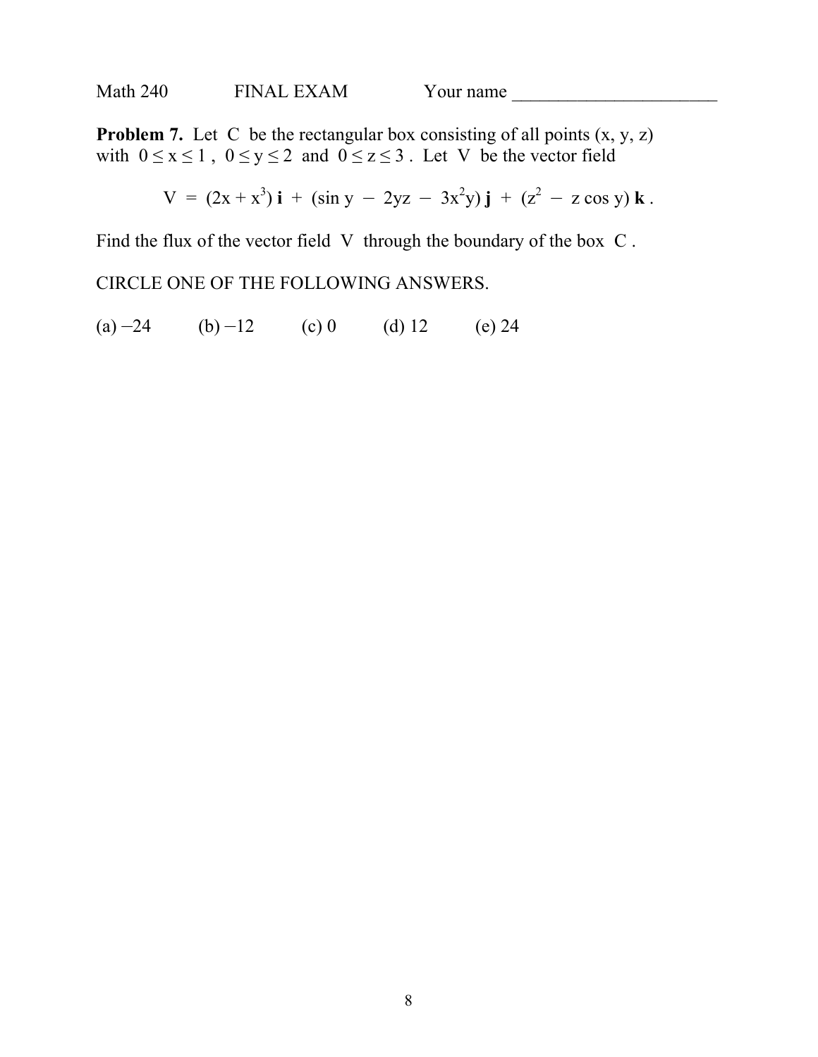Math 240 FINAL EXAM Your name ______________________

**Problem 7.** Let C be the rectangular box consisting of all points (x, y, z) with $0 \le x \le 1$, $0 \le y \le 2$ and $0 \le z \le 3$. Let V be the vector field

$$V = (2x + x^3)\,\mathbf{i} + (\sin y - 2yz - 3x^2 y)\,\mathbf{j} + (z^2 - z\cos y)\,\mathbf{k}.$$

Find the flux of the vector field V through the boundary of the box C.

CIRCLE ONE OF THE FOLLOWING ANSWERS.

(a) $-24$ (b) $-12$ (c) 0 (d) 12 (e) 24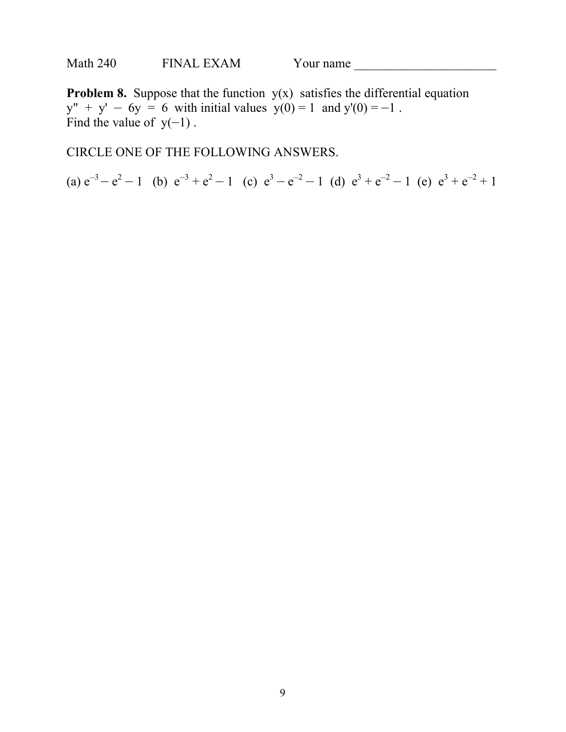Math 240 FINAL EXAM Your name ______________________

**Problem 8.** Suppose that the function $y(x)$ satisfies the differential equation $y'' + y' - 6y = 6$ with initial values $y(0) = 1$ and $y'(0) = -1$. Find the value of $y(-1)$.

CIRCLE ONE OF THE FOLLOWING ANSWERS.

(a) $e^{-3} - e^{2} - 1$ (b) $e^{-3} + e^{2} - 1$ (c) $e^{3} - e^{-2} - 1$ (d) $e^{3} + e^{-2} - 1$ (e) $e^{3} + e^{-2} + 1$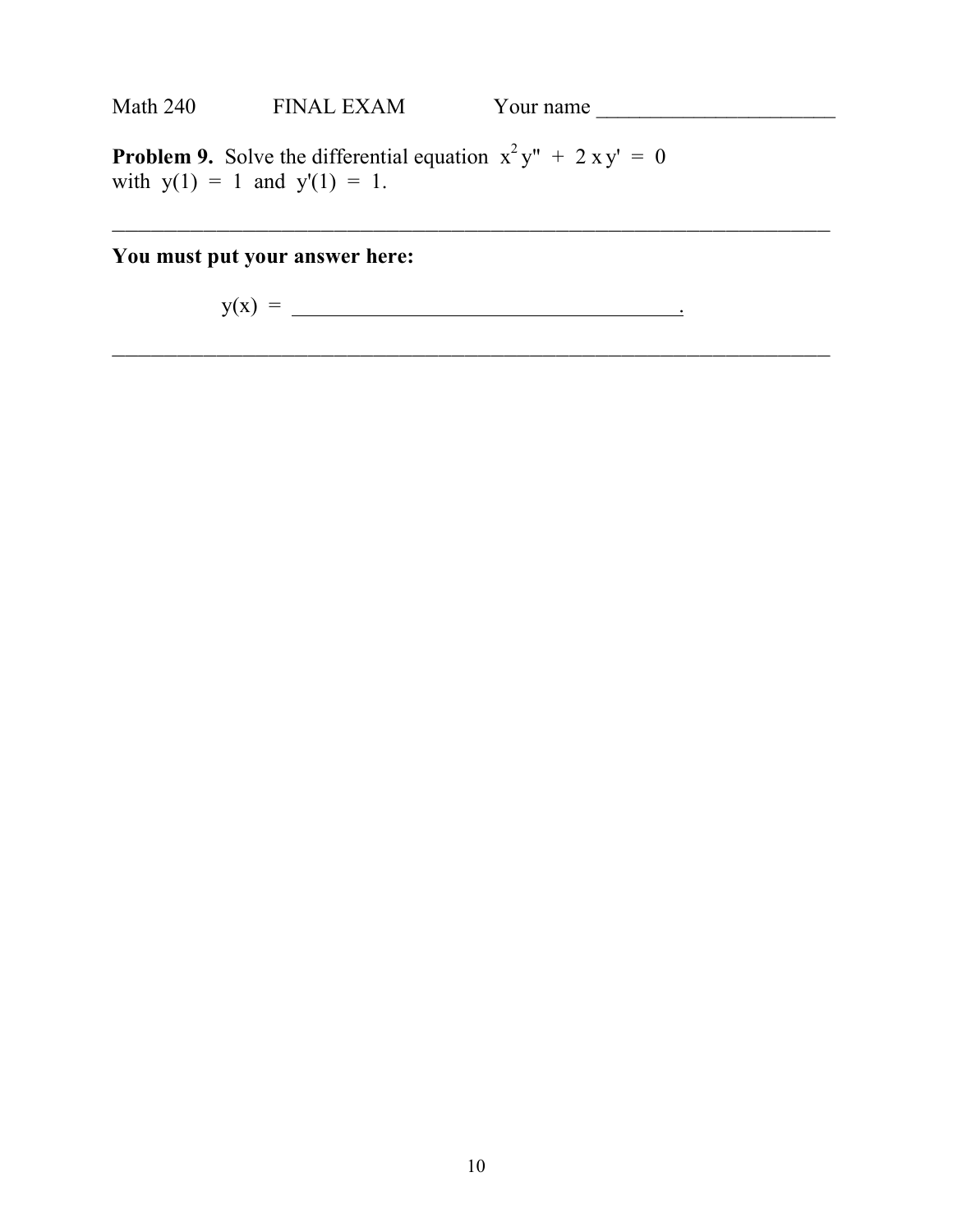Math 240 FINAL EXAM Your name ______________________

**Problem 9.** Solve the differential equation $x^2 y'' + 2xy' = 0$ with $y(1) = 1$ and $y'(1) = 1$.

---

**You must put your answer here:**

$y(x) =$ ____________________________________.

---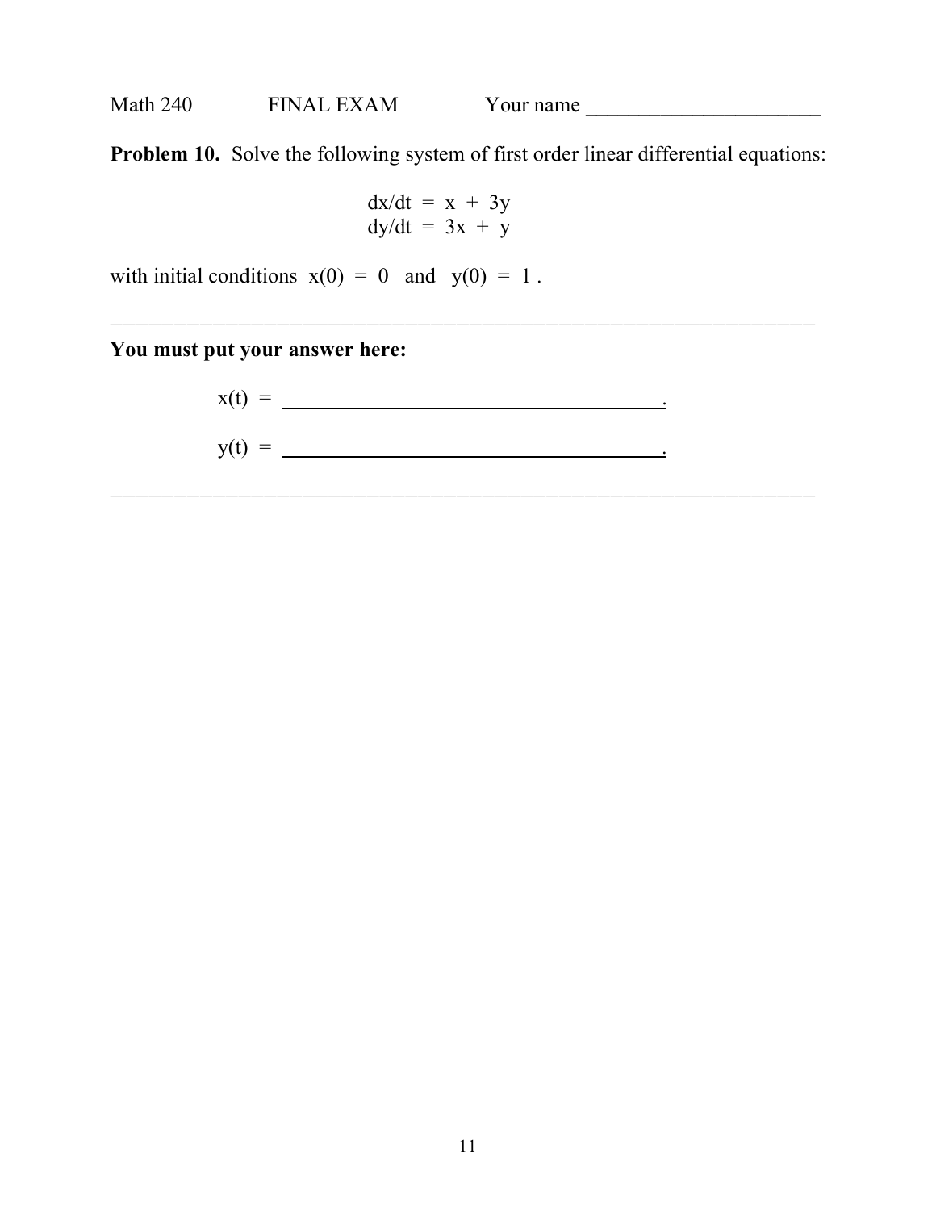Math 240 FINAL EXAM Your name ______________________

**Problem 10.** Solve the following system of first order linear differential equations:

$$dx/dt = x + 3y$$
$$dy/dt = 3x + y$$

with initial conditions $x(0) = 0$ and $y(0) = 1$ .

---

**You must put your answer here:**

$x(t) =$ ______________________________________ .

$y(t) =$ ______________________________________ .

---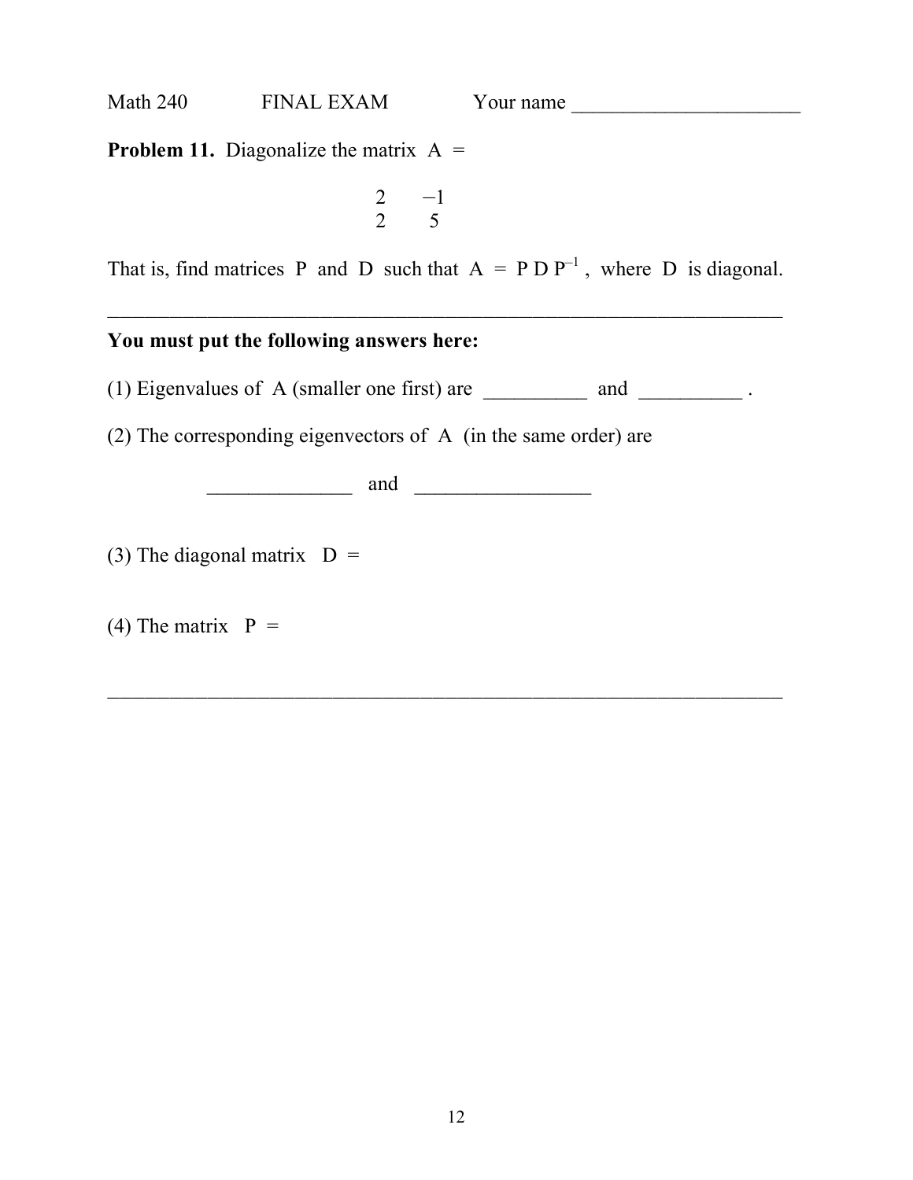Math 240 FINAL EXAM Your name ______________________

**Problem 11.** Diagonalize the matrix A =

$$\begin{matrix} 2 & -1 \\ 2 & 5 \end{matrix}$$

That is, find matrices P and D such that $A = P D P^{-1}$, where D is diagonal.

---

**You must put the following answers here:**

(1) Eigenvalues of A (smaller one first) are __________ and __________ .

(2) The corresponding eigenvectors of A (in the same order) are

______________ and _________________

(3) The diagonal matrix D =

(4) The matrix P =

---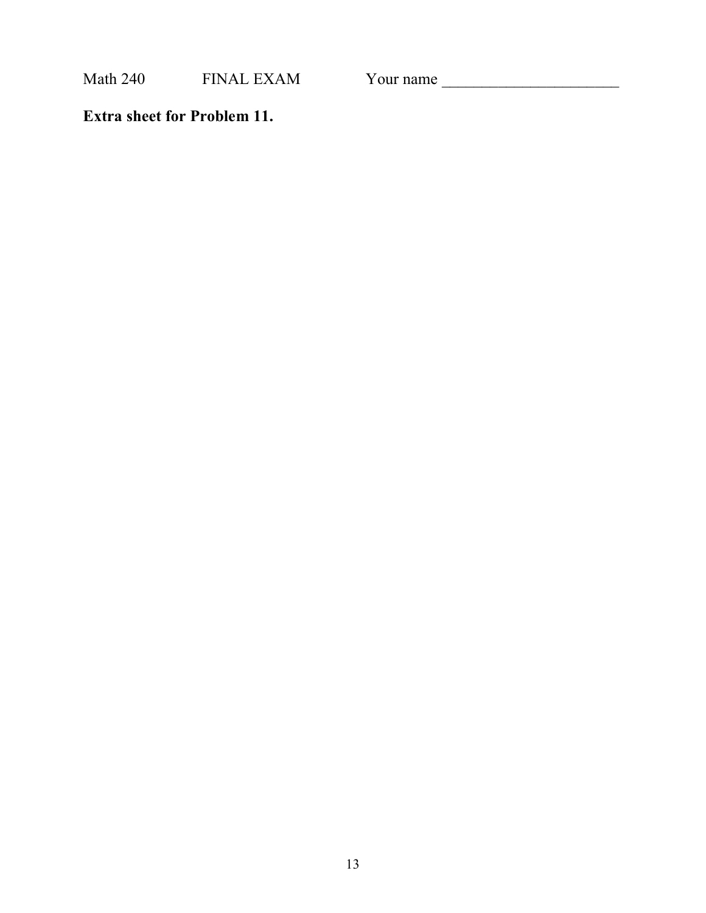Math 240 FINAL EXAM Your name ______________________

**Extra sheet for Problem 11.**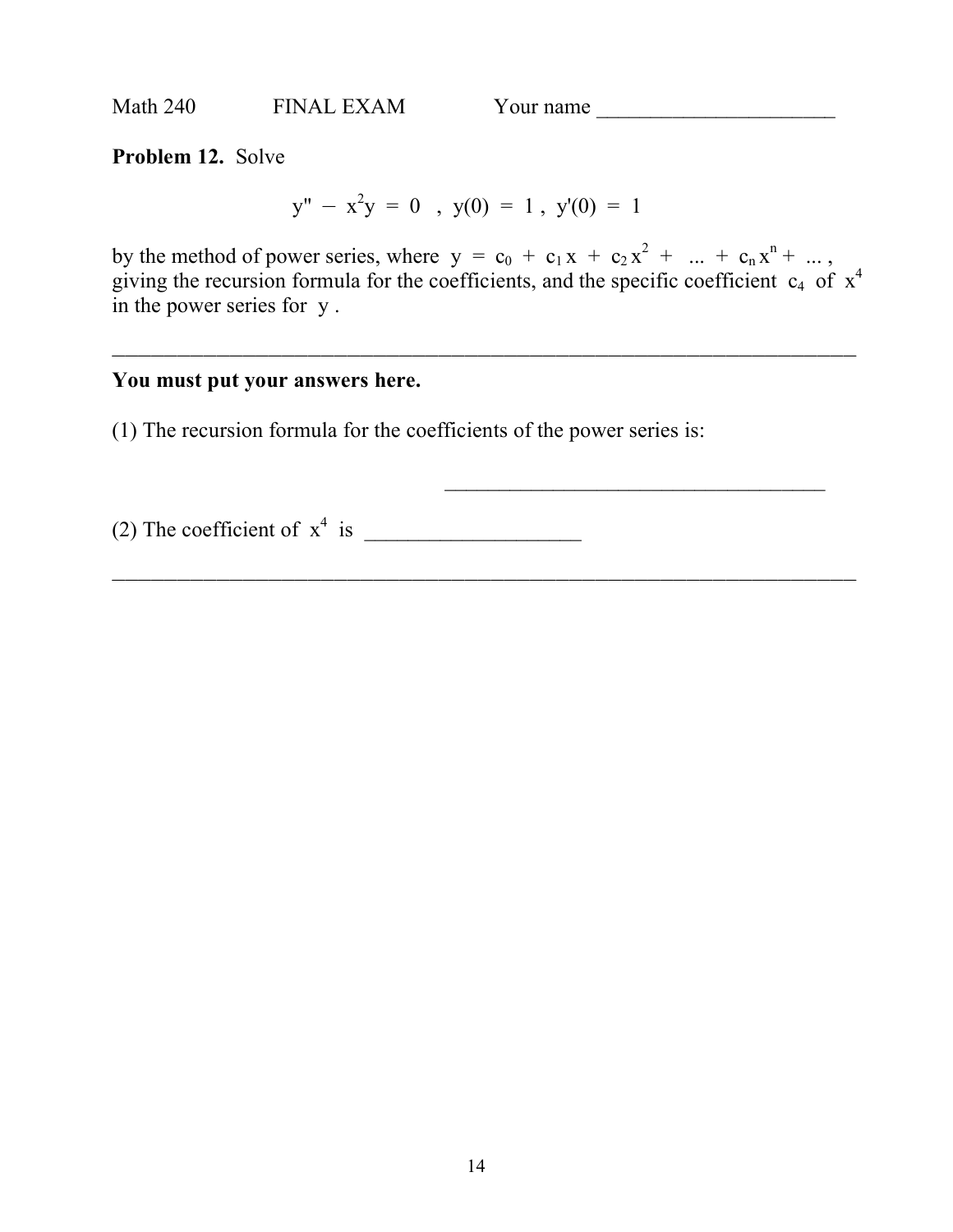Math 240 FINAL EXAM Your name ______________________

**Problem 12.** Solve

$$y'' - x^2 y = 0 \quad , \; y(0) = 1 \, , \; y'(0) = 1$$

by the method of power series, where $y = c_0 + c_1 x + c_2 x^2 + \; ... \; + c_n x^n + \; ...$ , giving the recursion formula for the coefficients, and the specific coefficient $c_4$ of $x^4$ in the power series for $y$ .

---

**You must put your answers here.**

(1) The recursion formula for the coefficients of the power series is:

____________________________________

(2) The coefficient of $x^4$ is ____________________

---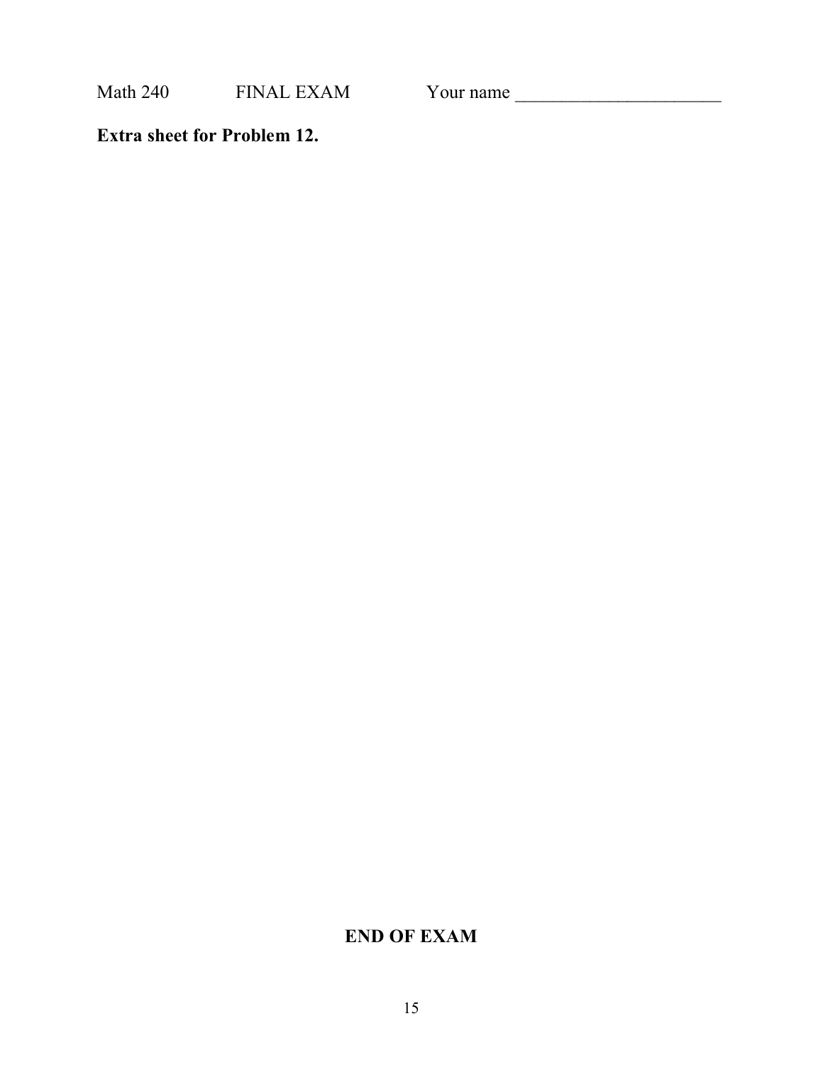Math 240 FINAL EXAM Your name ______________________

**Extra sheet for Problem 12.**

**END OF EXAM**